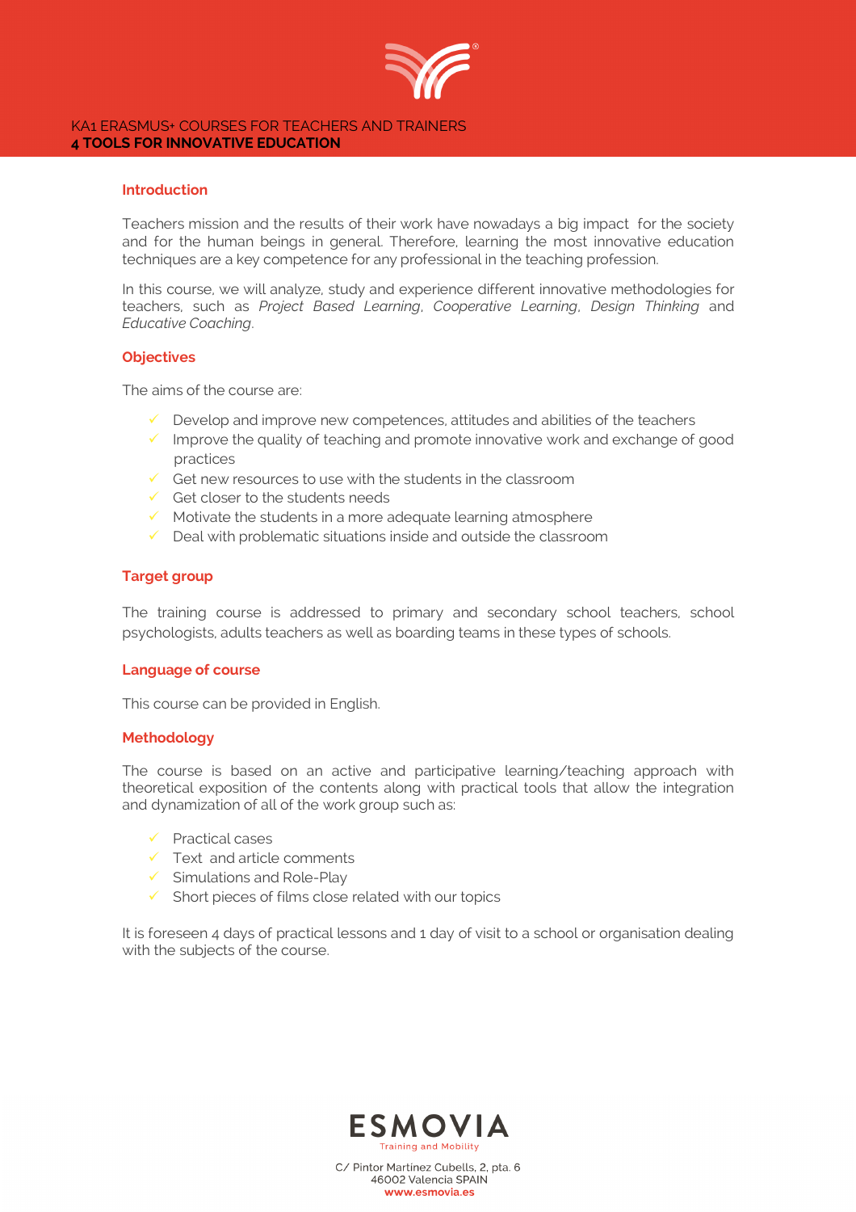KA1 ERASMUS+ COURSES FOR TEACHERS AND TRAINERS

# 4 TOOLS FOR INNOVATIVE EDUCATION

## Introduction

Teachers mission and the results of their work have nowadays a big impact for the society and for the human beings in general. Therefore, learning the most innovative education techniques are a key competence for any professional in the teaching profession.

In this course, we will analyze, study and experience different innovative methodologies for teachers, such as *Project Based Learning*, *Cooperative Learning*, *Design Thinking* and *Educative Coaching*.

## Objectives

The aims of the course are:

- ✓ Develop and improve new competences, attitudes and abilities of the teachers
- ✓ Improve the quality of teaching and promote innovative work and exchange of good practices
- ✓ Get new resources to use with the students in the classroom
- ✓ Get closer to the students needs
- ✓ Motivate the students in a more adequate learning atmosphere
- ✓ Deal with problematic situations inside and outside the classroom

## Target group

The training course is addressed to primary and secondary school teachers, school psychologists, adults teachers as well as boarding teams in these types of schools.

## Language of course

This course can be provided in English.

## Methodology

The course is based on an active and participative learning/teaching approach with theoretical exposition of the contents along with practical tools that allow the integration and dynamization of all of the work group such as:

- ✓ Practical cases
- ✓ Text and article comments
- ✓ Simulations and Role-Play
- ✓ Short pieces of films close related with our topics

It is foreseen 4 days of practical lessons and 1 day of visit to a school or organisation dealing with the subjects of the course.

ESMOVIA
Training and Mobility
C/ Pintor Martinez Cubells, 2, pta. 6
46002 Valencia SPAIN
www.esmovia.es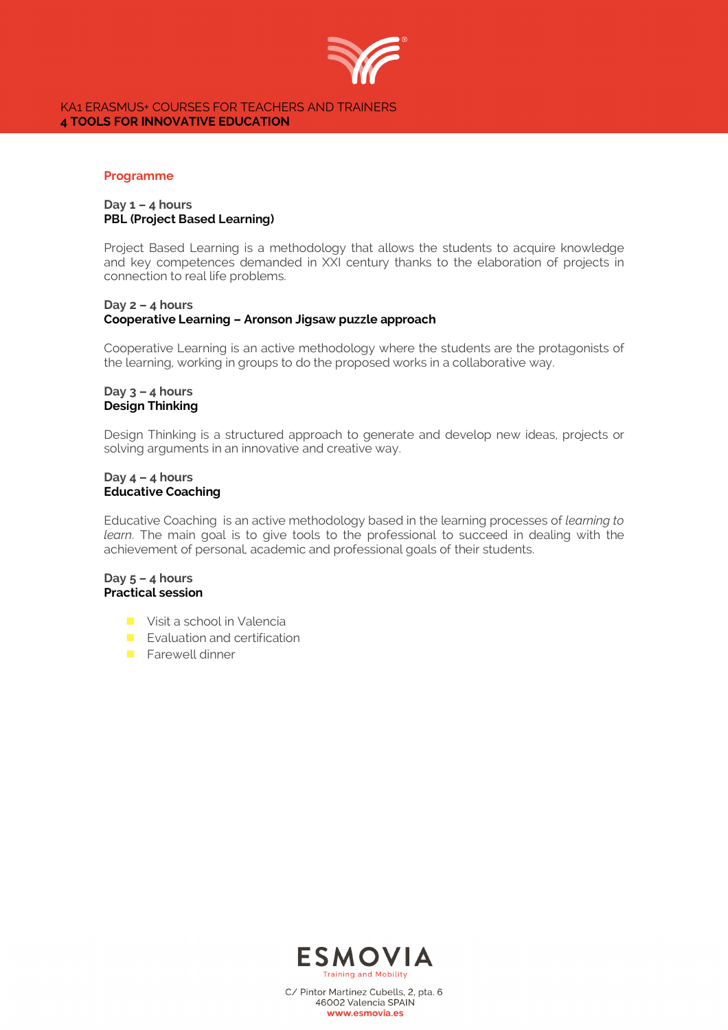## Programme

### Day 1 – 4 hours
**PBL (Project Based Learning)**

Project Based Learning is a methodology that allows the students to acquire knowledge and key competences demanded in XXI century thanks to the elaboration of projects in connection to real life problems.

### Day 2 – 4 hours
**Cooperative Learning – Aronson Jigsaw puzzle approach**

Cooperative Learning is an active methodology where the students are the protagonists of the learning, working in groups to do the proposed works in a collaborative way.

### Day 3 – 4 hours
**Design Thinking**

Design Thinking is a structured approach to generate and develop new ideas, projects or solving arguments in an innovative and creative way.

### Day 4 – 4 hours
**Educative Coaching**

Educative Coaching is an active methodology based in the learning processes of *learning to learn*. The main goal is to give tools to the professional to succeed in dealing with the achievement of personal, academic and professional goals of their students.

### Day 5 – 4 hours
**Practical session**

- Visit a school in Valencia
- Evaluation and certification
- Farewell dinner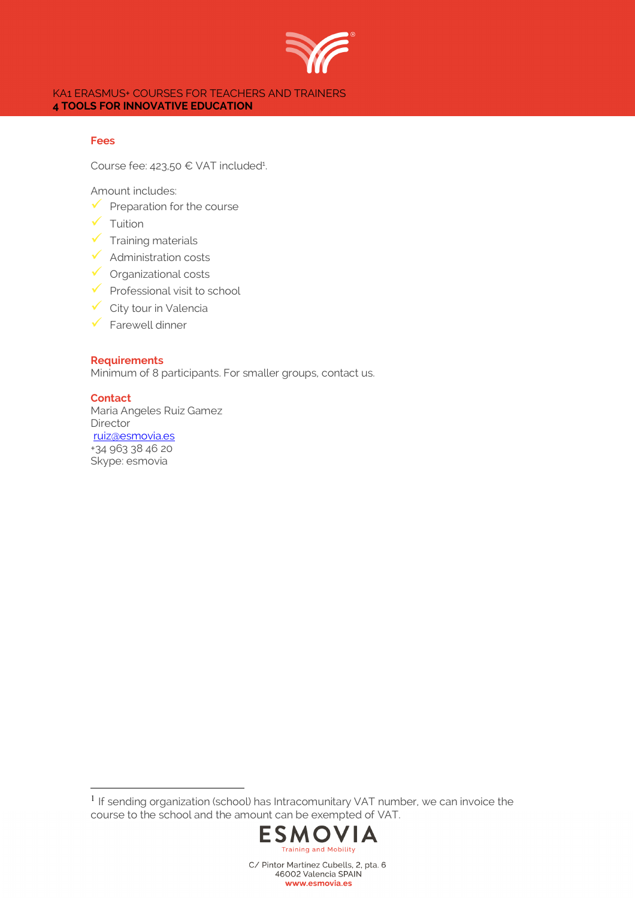## Fees

Course fee: 423,50 € VAT included[1].

Amount includes:

- ✓ Preparation for the course
- ✓ Tuition
- ✓ Training materials
- ✓ Administration costs
- ✓ Organizational costs
- ✓ Professional visit to school
- ✓ City tour in Valencia
- ✓ Farewell dinner

## Requirements

Minimum of 8 participants. For smaller groups, contact us.

## Contact

Maria Angeles Ruiz Gamez
Director
ruiz@esmovia.es
+34 963 38 46 20
Skype: esmovia

[1] If sending organization (school) has Intracomunitary VAT number, we can invoice the course to the school and the amount can be exempted of VAT.